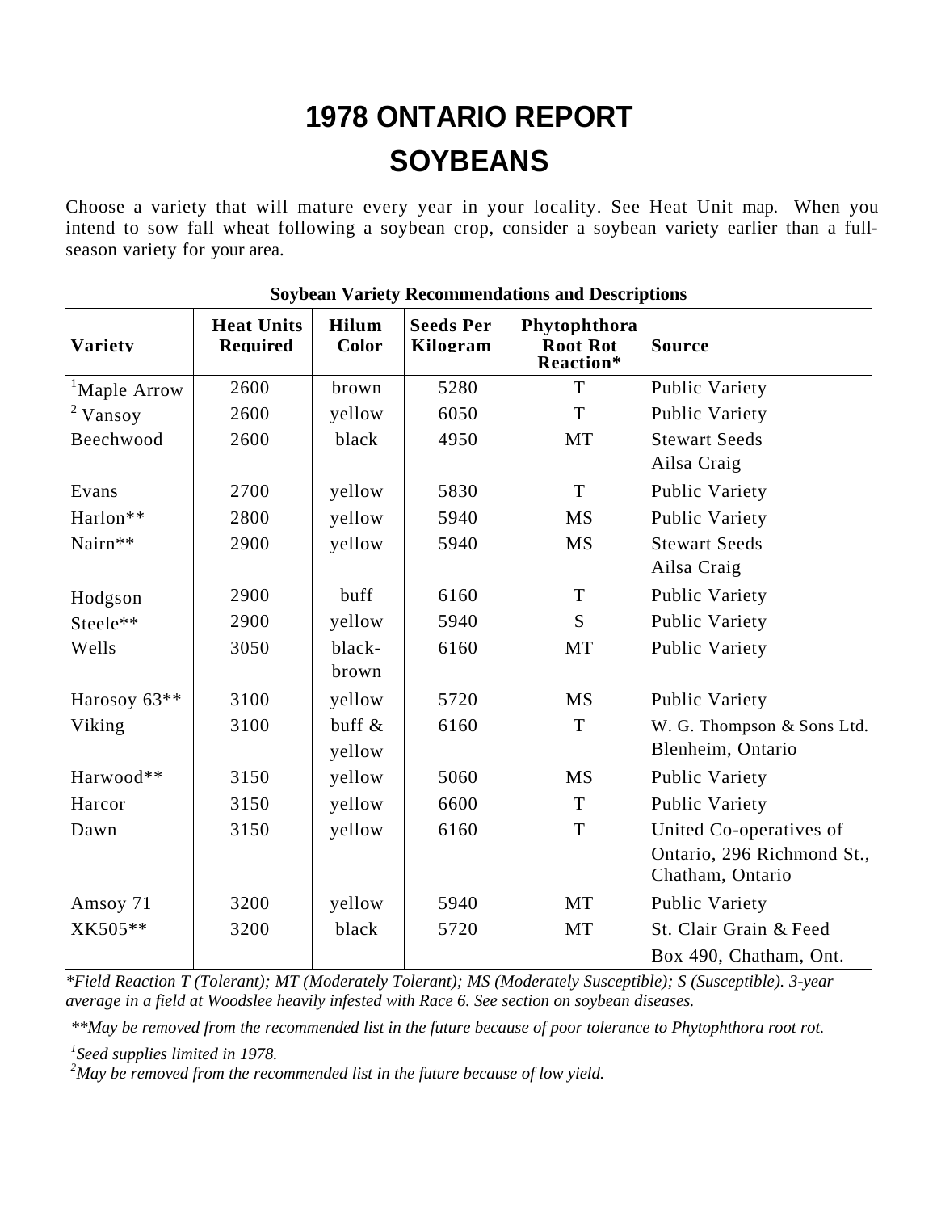# 1978 ONTARIO REPORT
# SOYBEANS

Choose a variety that will mature every year in your locality. See Heat Unit map. When you intend to sow fall wheat following a soybean crop, consider a soybean variety earlier than a full-season variety for your area.

**Soybean Variety Recommendations and Descriptions**

| Variety | Heat Units Required | Hilum Color | Seeds Per Kilogram | Phytophthora Root Rot Reaction* | Source |
|---|---|---|---|---|---|
| [1]Maple Arrow | 2600 | brown | 5280 | T | Public Variety |
| [2] Vansoy | 2600 | yellow | 6050 | T | Public Variety |
| Beechwood | 2600 | black | 4950 | MT | Stewart Seeds Ailsa Craig |
| Evans | 2700 | yellow | 5830 | T | Public Variety |
| Harlon** | 2800 | yellow | 5940 | MS | Public Variety |
| Nairn** | 2900 | yellow | 5940 | MS | Stewart Seeds Ailsa Craig |
| Hodgson | 2900 | buff | 6160 | T | Public Variety |
| Steele** | 2900 | yellow | 5940 | S | Public Variety |
| Wells | 3050 | black-brown | 6160 | MT | Public Variety |
| Harosoy 63** | 3100 | yellow | 5720 | MS | Public Variety |
| Viking | 3100 | buff & yellow | 6160 | T | W. G. Thompson & Sons Ltd. Blenheim, Ontario |
| Harwood** | 3150 | yellow | 5060 | MS | Public Variety |
| Harcor | 3150 | yellow | 6600 | T | Public Variety |
| Dawn | 3150 | yellow | 6160 | T | United Co-operatives of Ontario, 296 Richmond St., Chatham, Ontario |
| Amsoy 71 | 3200 | yellow | 5940 | MT | Public Variety |
| XK505** | 3200 | black | 5720 | MT | St. Clair Grain & Feed Box 490, Chatham, Ont. |

*\*Field Reaction T (Tolerant); MT (Moderately Tolerant); MS (Moderately Susceptible); S (Susceptible). 3-year average in a field at Woodslee heavily infested with Race 6. See section on soybean diseases.*

*\*\*May be removed from the recommended list in the future because of poor tolerance to Phytophthora root rot.*

*[1]Seed supplies limited in 1978.*

*[2]May be removed from the recommended list in the future because of low yield.*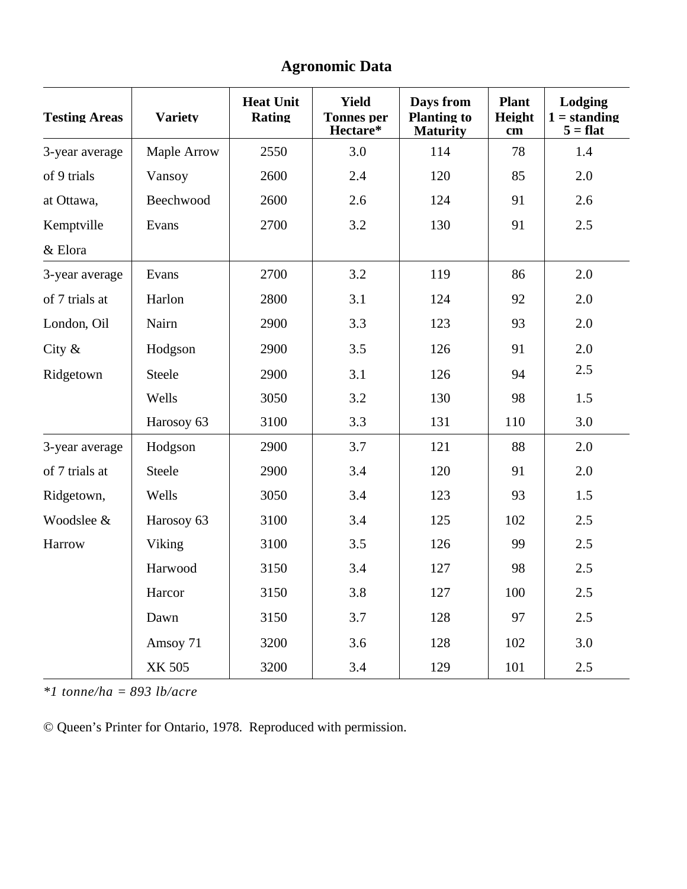## Agronomic Data

| Testing Areas | Variety | Heat Unit Rating | Yield Tonnes per Hectare* | Days from Planting to Maturity | Plant Height cm | Lodging 1 = standing 5 = flat |
|---|---|---|---|---|---|---|
| 3-year average of 9 trials at Ottawa, Kemptville & Elora | Maple Arrow | 2550 | 3.0 | 114 | 78 | 1.4 |
| | Vansoy | 2600 | 2.4 | 120 | 85 | 2.0 |
| | Beechwood | 2600 | 2.6 | 124 | 91 | 2.6 |
| | Evans | 2700 | 3.2 | 130 | 91 | 2.5 |
| 3-year average of 7 trials at London, Oil City & Ridgetown | Evans | 2700 | 3.2 | 119 | 86 | 2.0 |
| | Harlon | 2800 | 3.1 | 124 | 92 | 2.0 |
| | Nairn | 2900 | 3.3 | 123 | 93 | 2.0 |
| | Hodgson | 2900 | 3.5 | 126 | 91 | 2.0 |
| | Steele | 2900 | 3.1 | 126 | 94 | 2.5 |
| | Wells | 3050 | 3.2 | 130 | 98 | 1.5 |
| | Harosoy 63 | 3100 | 3.3 | 131 | 110 | 3.0 |
| 3-year average of 7 trials at Ridgetown, Woodslee & Harrow | Hodgson | 2900 | 3.7 | 121 | 88 | 2.0 |
| | Steele | 2900 | 3.4 | 120 | 91 | 2.0 |
| | Wells | 3050 | 3.4 | 123 | 93 | 1.5 |
| | Harosoy 63 | 3100 | 3.4 | 125 | 102 | 2.5 |
| | Viking | 3100 | 3.5 | 126 | 99 | 2.5 |
| | Harwood | 3150 | 3.4 | 127 | 98 | 2.5 |
| | Harcor | 3150 | 3.8 | 127 | 100 | 2.5 |
| | Dawn | 3150 | 3.7 | 128 | 97 | 2.5 |
| | Amsoy 71 | 3200 | 3.6 | 128 | 102 | 3.0 |
| | XK 505 | 3200 | 3.4 | 129 | 101 | 2.5 |

*\*1 tonne/ha = 893 lb/acre*

© Queen's Printer for Ontario, 1978. Reproduced with permission.